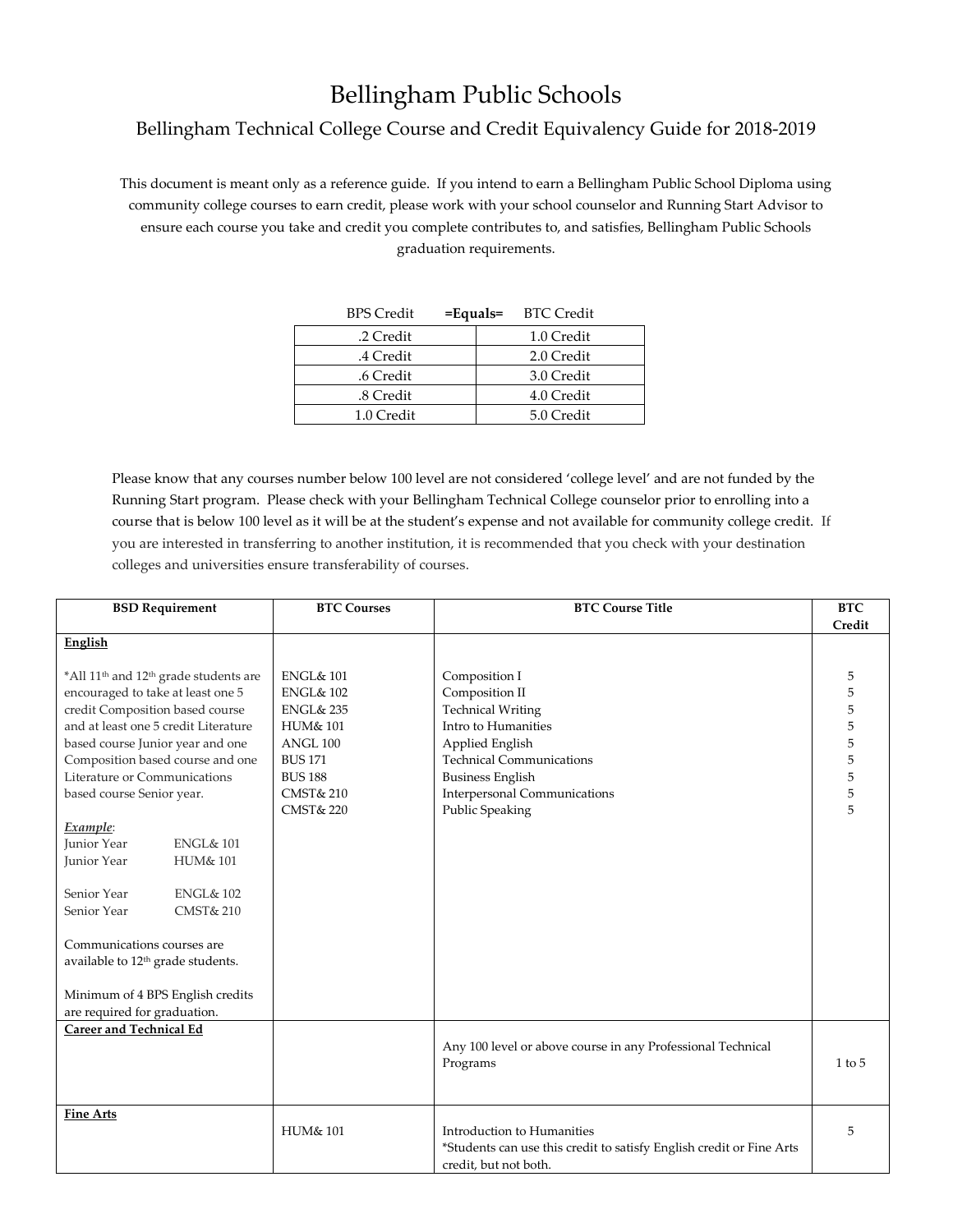# Bellingham Public Schools

## Bellingham Technical College Course and Credit Equivalency Guide for 2018-2019

This document is meant only as a reference guide. If you intend to earn a Bellingham Public School Diploma using community college courses to earn credit, please work with your school counselor and Running Start Advisor to ensure each course you take and credit you complete contributes to, and satisfies, Bellingham Public Schools graduation requirements.

| BPS Credit | =Equals= BTC Credit |
|---|---|
| .2 Credit | 1.0 Credit |
| .4 Credit | 2.0 Credit |
| .6 Credit | 3.0 Credit |
| .8 Credit | 4.0 Credit |
| 1.0 Credit | 5.0 Credit |

Please know that any courses number below 100 level are not considered 'college level' and are not funded by the Running Start program. Please check with your Bellingham Technical College counselor prior to enrolling into a course that is below 100 level as it will be at the student's expense and not available for community college credit. If you are interested in transferring to another institution, it is recommended that you check with your destination colleges and universities ensure transferability of courses.

| BSD Requirement | BTC Courses | BTC Course Title | BTC Credit |
|---|---|---|---|
| **English**<br><br>*All 11th and 12th grade students are encouraged to take at least one 5 credit Composition based course and at least one 5 credit Literature based course Junior year and one Composition based course and one Literature or Communications based course Senior year.<br><br>***Example***:<br>Junior Year ENGL& 101<br>Junior Year HUM& 101<br><br>Senior Year ENGL& 102<br>Senior Year CMST& 210<br><br>Communications courses are available to 12th grade students.<br><br>Minimum of 4 BPS English credits are required for graduation. | ENGL& 101<br>ENGL& 102<br>ENGL& 235<br>HUM& 101<br>ANGL 100<br>BUS 171<br>BUS 188<br>CMST& 210<br>CMST& 220 | Composition I<br>Composition II<br>Technical Writing<br>Intro to Humanities<br>Applied English<br>Technical Communications<br>Business English<br>Interpersonal Communications<br>Public Speaking | 5<br>5<br>5<br>5<br>5<br>5<br>5<br>5<br>5 |
| **Career and Technical Ed** | | Any 100 level or above course in any Professional Technical Programs | 1 to 5 |
| **Fine Arts** | HUM& 101 | Introduction to Humanities<br>*Students can use this credit to satisfy English credit or Fine Arts credit, but not both. | 5 |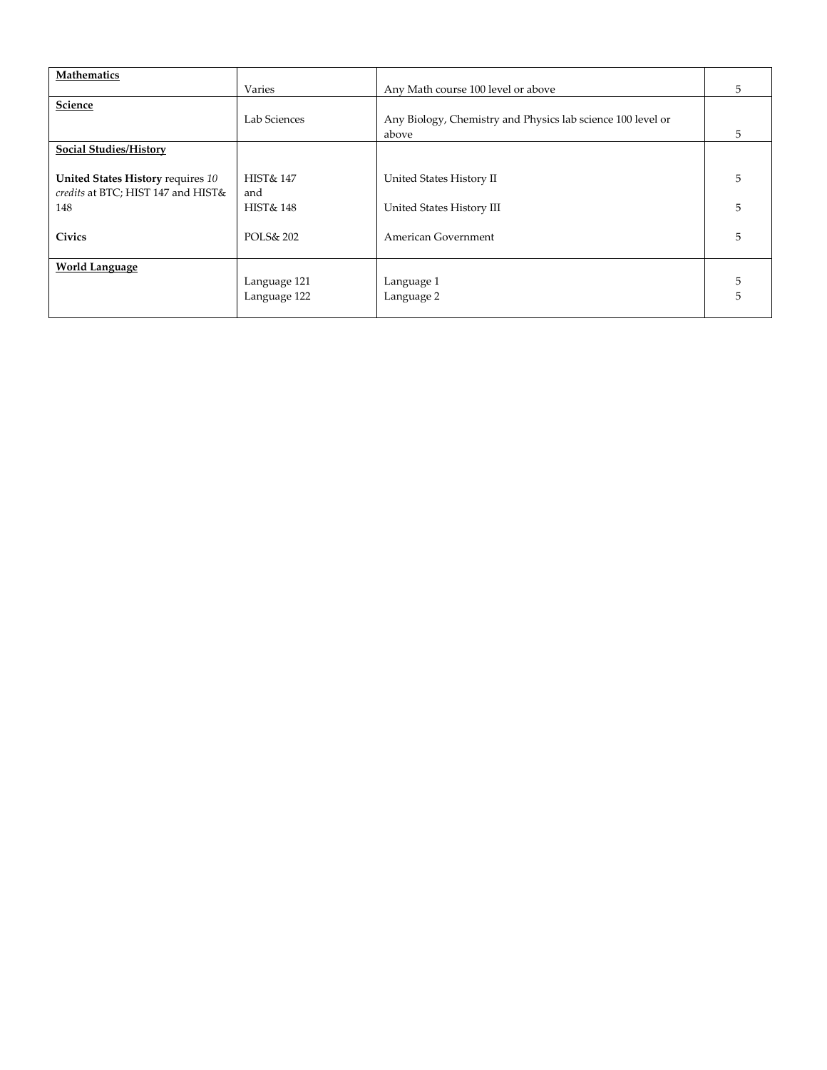| | | | |
|---|---|---|---|
| **Mathematics** | Varies | Any Math course 100 level or above | 5 |
| **Science** | Lab Sciences | Any Biology, Chemistry and Physics lab science 100 level or above | 5 |
| **Social Studies/History**<br><br>**United States History** requires *10 credits* at BTC; HIST 147 and HIST& 148<br><br>**Civics** | <br><br>HIST& 147<br>and<br>HIST& 148<br><br>POLS& 202 | <br><br>United States History II<br><br>United States History III<br><br>American Government | <br><br>5<br><br>5<br><br>5 |
| **World Language** | Language 121<br>Language 122 | Language 1<br>Language 2 | 5<br>5 |